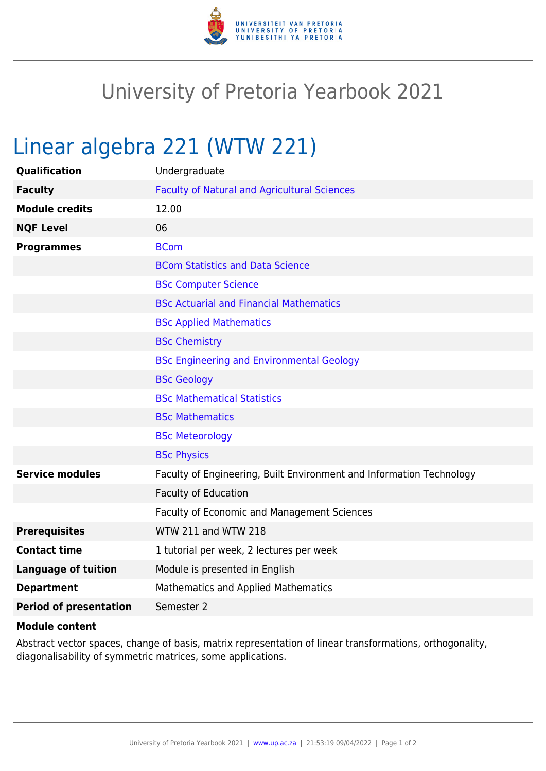# University of Pretoria Yearbook 2021

## Linear algebra 221 (WTW 221)

| | |
|---|---|
| **Qualification** | Undergraduate |
| **Faculty** | Faculty of Natural and Agricultural Sciences |
| **Module credits** | 12.00 |
| **NQF Level** | 06 |
| **Programmes** | BCom |
| | BCom Statistics and Data Science |
| | BSc Computer Science |
| | BSc Actuarial and Financial Mathematics |
| | BSc Applied Mathematics |
| | BSc Chemistry |
| | BSc Engineering and Environmental Geology |
| | BSc Geology |
| | BSc Mathematical Statistics |
| | BSc Mathematics |
| | BSc Meteorology |
| | BSc Physics |
| **Service modules** | Faculty of Engineering, Built Environment and Information Technology |
| | Faculty of Education |
| | Faculty of Economic and Management Sciences |
| **Prerequisites** | WTW 211 and WTW 218 |
| **Contact time** | 1 tutorial per week, 2 lectures per week |
| **Language of tuition** | Module is presented in English |
| **Department** | Mathematics and Applied Mathematics |
| **Period of presentation** | Semester 2 |

**Module content**

Abstract vector spaces, change of basis, matrix representation of linear transformations, orthogonality, diagonalisability of symmetric matrices, some applications.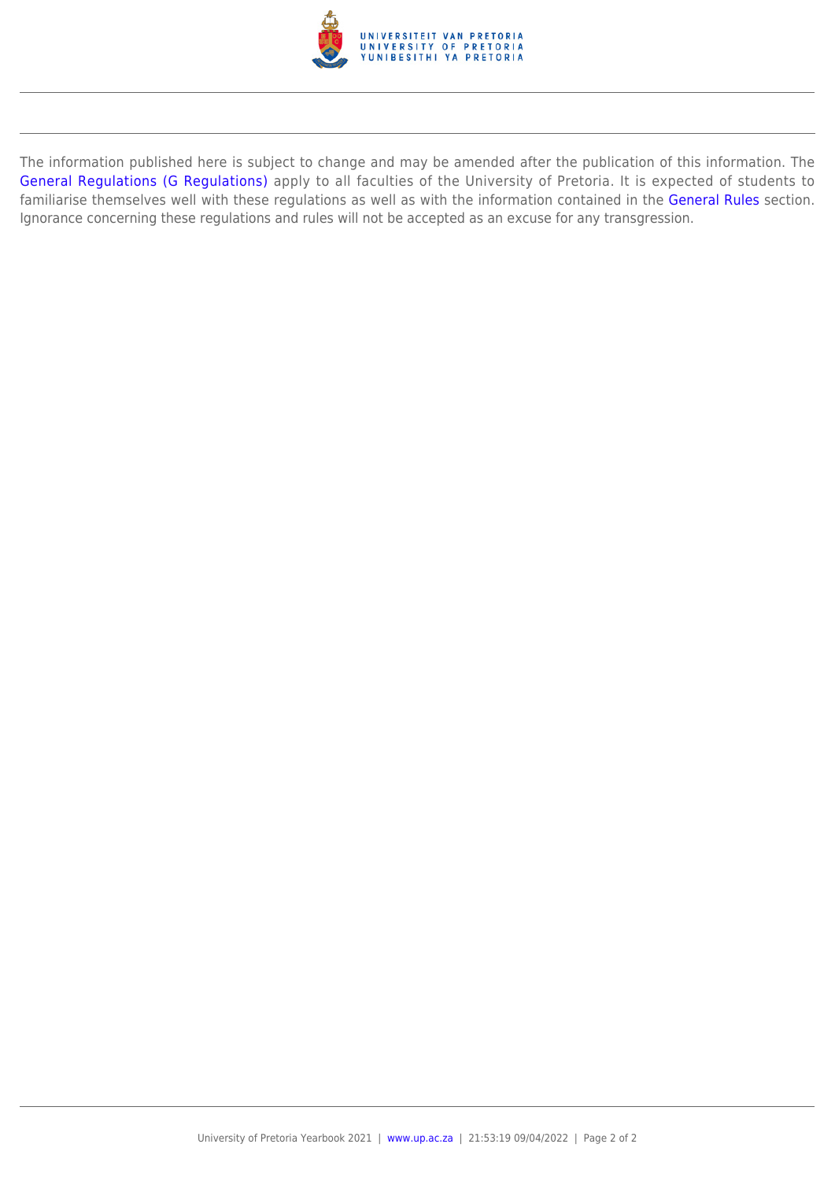The information published here is subject to change and may be amended after the publication of this information. The General Regulations (G Regulations) apply to all faculties of the University of Pretoria. It is expected of students to familiarise themselves well with these regulations as well as with the information contained in the General Rules section. Ignorance concerning these regulations and rules will not be accepted as an excuse for any transgression.